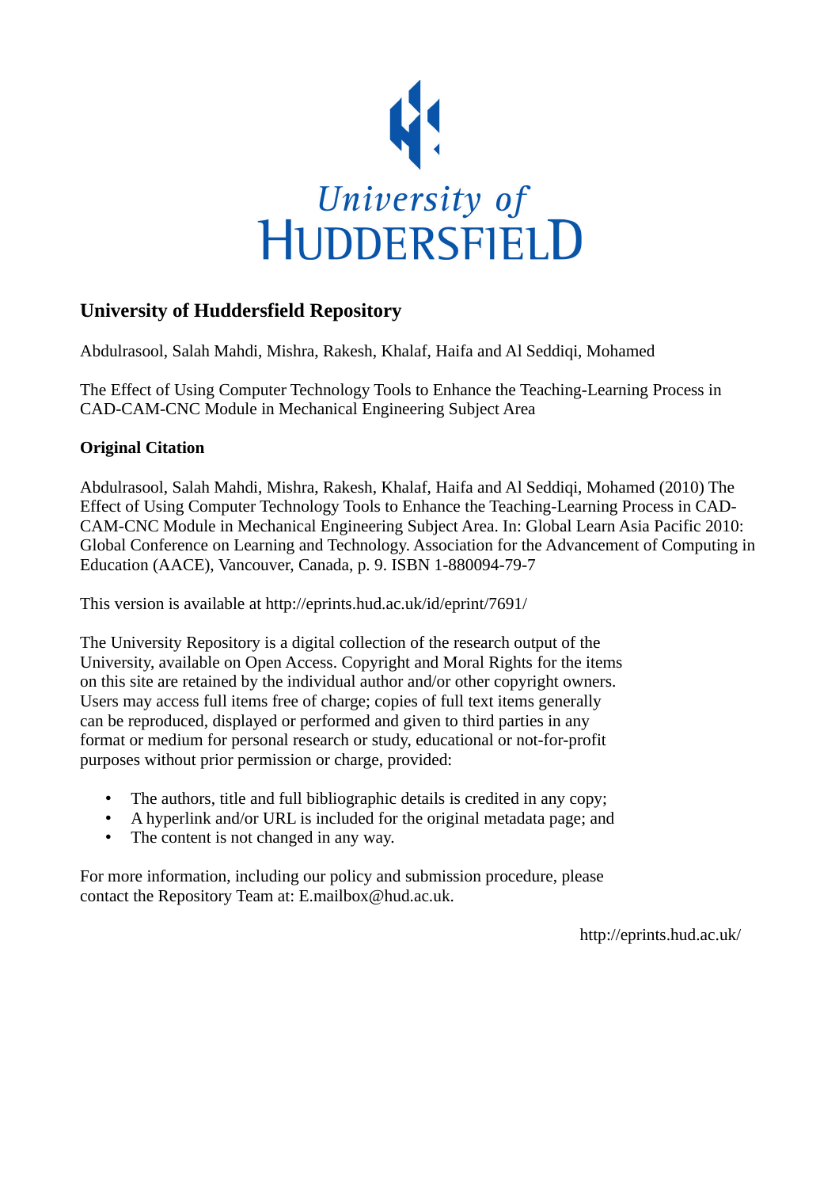University of HUDDERSFIELD

# University of Huddersfield Repository

Abdulrasool, Salah Mahdi, Mishra, Rakesh, Khalaf, Haifa and Al Seddiqi, Mohamed

The Effect of Using Computer Technology Tools to Enhance the Teaching-Learning Process in CAD-CAM-CNC Module in Mechanical Engineering Subject Area

## Original Citation

Abdulrasool, Salah Mahdi, Mishra, Rakesh, Khalaf, Haifa and Al Seddiqi, Mohamed (2010) The Effect of Using Computer Technology Tools to Enhance the Teaching-Learning Process in CAD-CAM-CNC Module in Mechanical Engineering Subject Area. In: Global Learn Asia Pacific 2010: Global Conference on Learning and Technology. Association for the Advancement of Computing in Education (AACE), Vancouver, Canada, p. 9. ISBN 1-880094-79-7

This version is available at http://eprints.hud.ac.uk/id/eprint/7691/

The University Repository is a digital collection of the research output of the University, available on Open Access. Copyright and Moral Rights for the items on this site are retained by the individual author and/or other copyright owners. Users may access full items free of charge; copies of full text items generally can be reproduced, displayed or performed and given to third parties in any format or medium for personal research or study, educational or not-for-profit purposes without prior permission or charge, provided:

- The authors, title and full bibliographic details is credited in any copy;
- A hyperlink and/or URL is included for the original metadata page; and
- The content is not changed in any way.

For more information, including our policy and submission procedure, please contact the Repository Team at: E.mailbox@hud.ac.uk.

http://eprints.hud.ac.uk/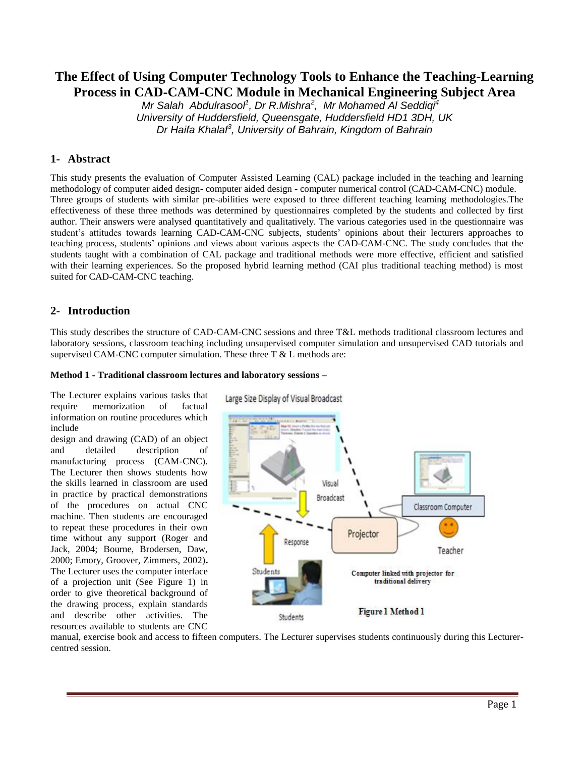# The Effect of Using Computer Technology Tools to Enhance the Teaching-Learning Process in CAD-CAM-CNC Module in Mechanical Engineering Subject Area

*Mr Salah Abdulrasool[1], Dr R.Mishra[2], Mr Mohamed Al Seddiqi[4]*
*University of Huddersfield, Queensgate, Huddersfield HD1 3DH, UK*
*Dr Haifa Khalaf[3], University of Bahrain, Kingdom of Bahrain*

## 1- Abstract

This study presents the evaluation of Computer Assisted Learning (CAL) package included in the teaching and learning methodology of computer aided design- computer aided design - computer numerical control (CAD-CAM-CNC) module.
Three groups of students with similar pre-abilities were exposed to three different teaching learning methodologies.The effectiveness of these three methods was determined by questionnaires completed by the students and collected by first author. Their answers were analysed quantitatively and qualitatively. The various categories used in the questionnaire was student's attitudes towards learning CAD-CAM-CNC subjects, students' opinions about their lecturers approaches to teaching process, students' opinions and views about various aspects the CAD-CAM-CNC. The study concludes that the students taught with a combination of CAL package and traditional methods were more effective, efficient and satisfied with their learning experiences. So the proposed hybrid learning method (CAI plus traditional teaching method) is most suited for CAD-CAM-CNC teaching.

## 2- Introduction

This study describes the structure of CAD-CAM-CNC sessions and three T&L methods traditional classroom lectures and laboratory sessions, classroom teaching including unsupervised computer simulation and unsupervised CAD tutorials and supervised CAM-CNC computer simulation. These three T & L methods are:

**Method 1 - Traditional classroom lectures and laboratory sessions –**

The Lecturer explains various tasks that require memorization of factual information on routine procedures which include design and drawing (CAD) of an object and detailed description of manufacturing process (CAM-CNC). The Lecturer then shows students how the skills learned in classroom are used in practice by practical demonstrations of the procedures on actual CNC machine. Then students are encouraged to repeat these procedures in their own time without any support (Roger and Jack, 2004; Bourne, Brodersen, Daw, 2000; Emory, Groover, Zimmers, 2002)**.** The Lecturer uses the computer interface of a projection unit (See Figure 1) in order to give theoretical background of the drawing process, explain standards and describe other activities. The resources available to students are CNC manual, exercise book and access to fifteen computers. The Lecturer supervises students continuously during this Lecturer-centred session.

**Figure 1 Method 1**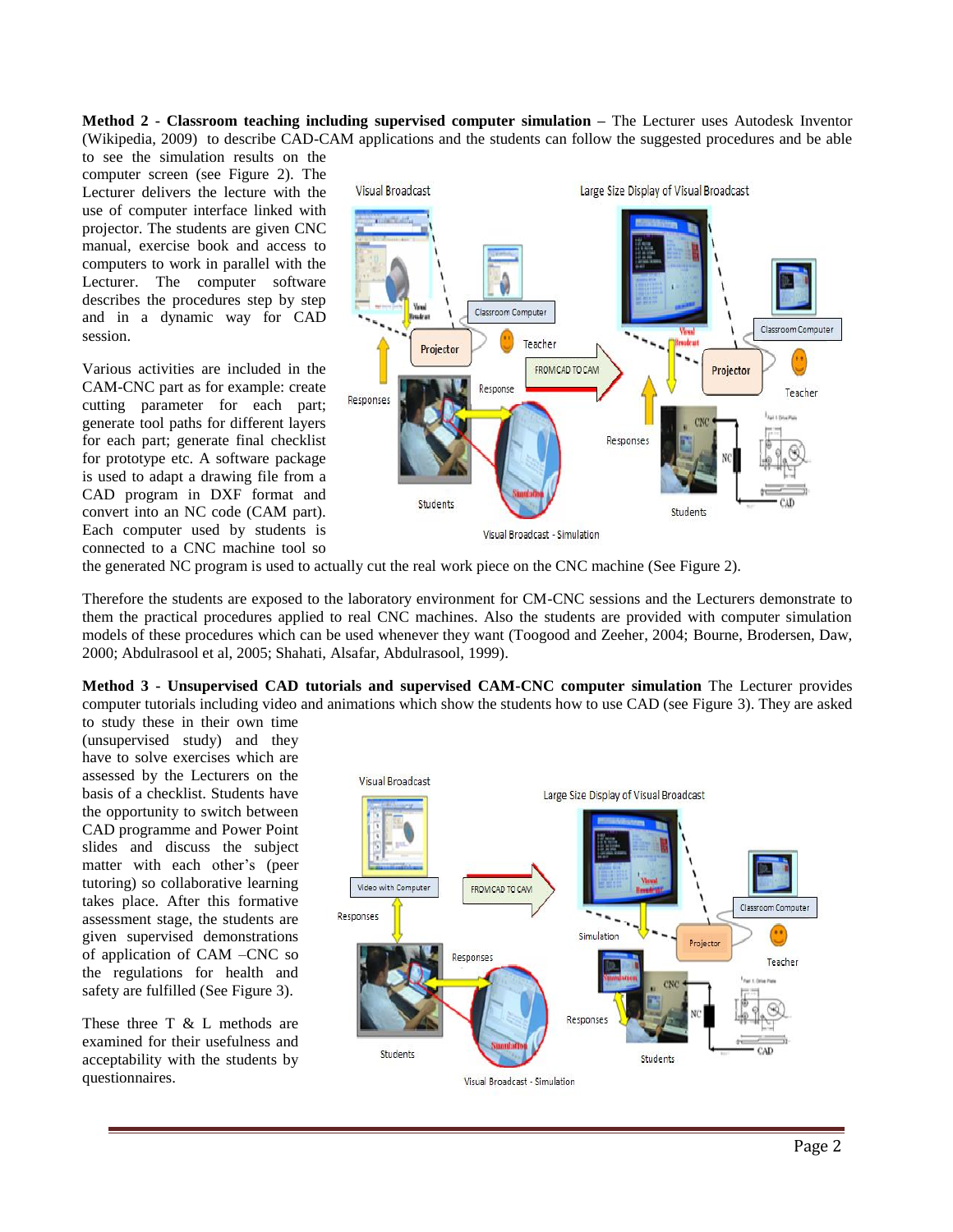**Method 2 - Classroom teaching including supervised computer simulation –** The Lecturer uses Autodesk Inventor (Wikipedia, 2009) to describe CAD-CAM applications and the students can follow the suggested procedures and be able to see the simulation results on the computer screen (see Figure 2). The Lecturer delivers the lecture with the use of computer interface linked with projector. The students are given CNC manual, exercise book and access to computers to work in parallel with the Lecturer. The computer software describes the procedures step by step and in a dynamic way for CAD session.

Various activities are included in the CAM-CNC part as for example: create cutting parameter for each part; generate tool paths for different layers for each part; generate final checklist for prototype etc. A software package is used to adapt a drawing file from a CAD program in DXF format and convert into an NC code (CAM part). Each computer used by students is connected to a CNC machine tool so the generated NC program is used to actually cut the real work piece on the CNC machine (See Figure 2).

Therefore the students are exposed to the laboratory environment for CM-CNC sessions and the Lecturers demonstrate to them the practical procedures applied to real CNC machines. Also the students are provided with computer simulation models of these procedures which can be used whenever they want (Toogood and Zeeher, 2004; Bourne, Brodersen, Daw, 2000; Abdulrasool et al, 2005; Shahati, Alsafar, Abdulrasool, 1999).

**Method 3 - Unsupervised CAD tutorials and supervised CAM-CNC computer simulation** The Lecturer provides computer tutorials including video and animations which show the students how to use CAD (see Figure 3). They are asked to study these in their own time (unsupervised study) and they have to solve exercises which are assessed by the Lecturers on the basis of a checklist. Students have the opportunity to switch between CAD programme and Power Point slides and discuss the subject matter with each other's (peer tutoring) so collaborative learning takes place. After this formative assessment stage, the students are given supervised demonstrations of application of CAM –CNC so the regulations for health and safety are fulfilled (See Figure 3).

These three T & L methods are examined for their usefulness and acceptability with the students by questionnaires.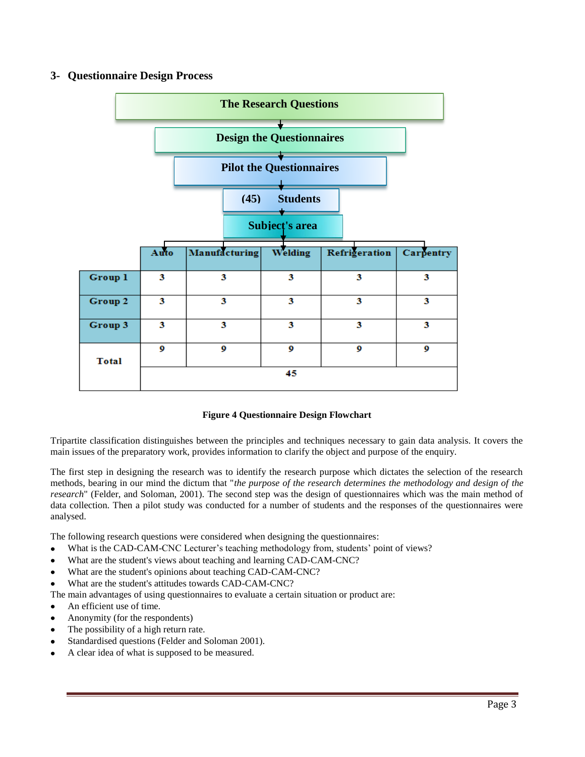### 3- Questionnaire Design Process

The Research Questions

Design the Questionnaires

Pilot the Questionnaires

(45) Students

Subject's area

| | Auto | Manufacturing | Welding | Refrigeration | Carpentry |
|---|---|---|---|---|---|
| Group 1 | 3 | 3 | 3 | 3 | 3 |
| Group 2 | 3 | 3 | 3 | 3 | 3 |
| Group 3 | 3 | 3 | 3 | 3 | 3 |
| Total | 9 | 9 | 9 | 9 | 9 |
| | 45 | | | | |

**Figure 4 Questionnaire Design Flowchart**

Tripartite classification distinguishes between the principles and techniques necessary to gain data analysis. It covers the main issues of the preparatory work, provides information to clarify the object and purpose of the enquiry.

The first step in designing the research was to identify the research purpose which dictates the selection of the research methods, bearing in our mind the dictum that "*the purpose of the research determines the methodology and design of the research*" (Felder, and Soloman, 2001). The second step was the design of questionnaires which was the main method of data collection. Then a pilot study was conducted for a number of students and the responses of the questionnaires were analysed.

The following research questions were considered when designing the questionnaires:

- What is the CAD-CAM-CNC Lecturer's teaching methodology from, students' point of views?
- What are the student's views about teaching and learning CAD-CAM-CNC?
- What are the student's opinions about teaching CAD-CAM-CNC?
- What are the student's attitudes towards CAD-CAM-CNC?

The main advantages of using questionnaires to evaluate a certain situation or product are:

- An efficient use of time.
- Anonymity (for the respondents)
- The possibility of a high return rate.
- Standardised questions (Felder and Soloman 2001).
- A clear idea of what is supposed to be measured.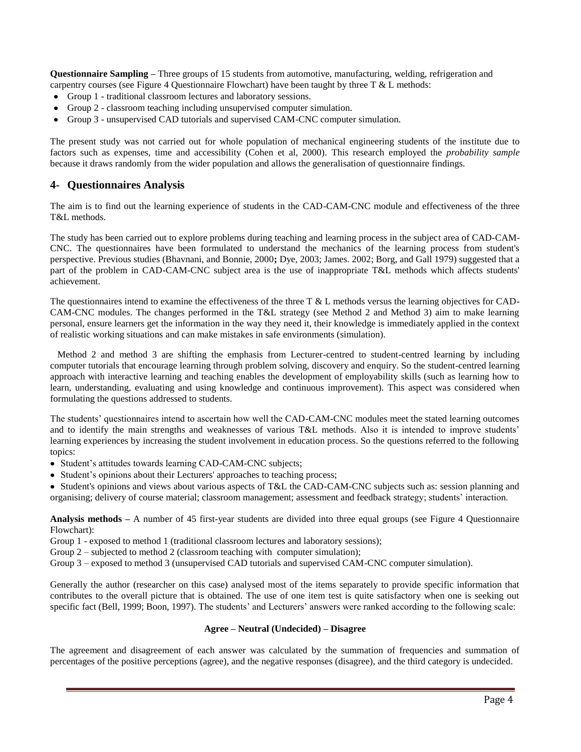**Questionnaire Sampling –** Three groups of 15 students from automotive, manufacturing, welding, refrigeration and carpentry courses (see Figure 4 Questionnaire Flowchart) have been taught by three T & L methods:

- Group 1 - traditional classroom lectures and laboratory sessions.
- Group 2 - classroom teaching including unsupervised computer simulation.
- Group 3 - unsupervised CAD tutorials and supervised CAM-CNC computer simulation.

The present study was not carried out for whole population of mechanical engineering students of the institute due to factors such as expenses, time and accessibility (Cohen et al, 2000). This research employed the *probability sample* because it draws randomly from the wider population and allows the generalisation of questionnaire findings.

## 4- Questionnaires Analysis

The aim is to find out the learning experience of students in the CAD-CAM-CNC module and effectiveness of the three T&L methods.

The study has been carried out to explore problems during teaching and learning process in the subject area of CAD-CAM-CNC. The questionnaires have been formulated to understand the mechanics of the learning process from student's perspective. Previous studies (Bhavnani, and Bonnie, 2000**;** Dye, 2003; James. 2002; Borg, and Gall 1979) suggested that a part of the problem in CAD-CAM-CNC subject area is the use of inappropriate T&L methods which affects students' achievement.

The questionnaires intend to examine the effectiveness of the three T & L methods versus the learning objectives for CAD-CAM-CNC modules. The changes performed in the T&L strategy (see Method 2 and Method 3) aim to make learning personal, ensure learners get the information in the way they need it, their knowledge is immediately applied in the context of realistic working situations and can make mistakes in safe environments (simulation).

Method 2 and method 3 are shifting the emphasis from Lecturer-centred to student-centred learning by including computer tutorials that encourage learning through problem solving, discovery and enquiry. So the student-centred learning approach with interactive learning and teaching enables the development of employability skills (such as learning how to learn, understanding, evaluating and using knowledge and continuous improvement). This aspect was considered when formulating the questions addressed to students.

The students' questionnaires intend to ascertain how well the CAD-CAM-CNC modules meet the stated learning outcomes and to identify the main strengths and weaknesses of various T&L methods. Also it is intended to improve students' learning experiences by increasing the student involvement in education process. So the questions referred to the following topics:

- Student's attitudes towards learning CAD-CAM-CNC subjects;
- Student's opinions about their Lecturers' approaches to teaching process;
- Student's opinions and views about various aspects of T&L the CAD-CAM-CNC subjects such as: session planning and organising; delivery of course material; classroom management; assessment and feedback strategy; students' interaction.

**Analysis methods –** A number of 45 first-year students are divided into three equal groups (see Figure 4 Questionnaire Flowchart):

Group 1 - exposed to method 1 (traditional classroom lectures and laboratory sessions);

Group 2 – subjected to method 2 (classroom teaching with computer simulation);

Group 3 – exposed to method 3 (unsupervised CAD tutorials and supervised CAM-CNC computer simulation).

Generally the author (researcher on this case) analysed most of the items separately to provide specific information that contributes to the overall picture that is obtained. The use of one item test is quite satisfactory when one is seeking out specific fact (Bell, 1999; Boon, 1997). The students' and Lecturers' answers were ranked according to the following scale:

**Agree – Neutral (Undecided) – Disagree**

The agreement and disagreement of each answer was calculated by the summation of frequencies and summation of percentages of the positive perceptions (agree), and the negative responses (disagree), and the third category is undecided.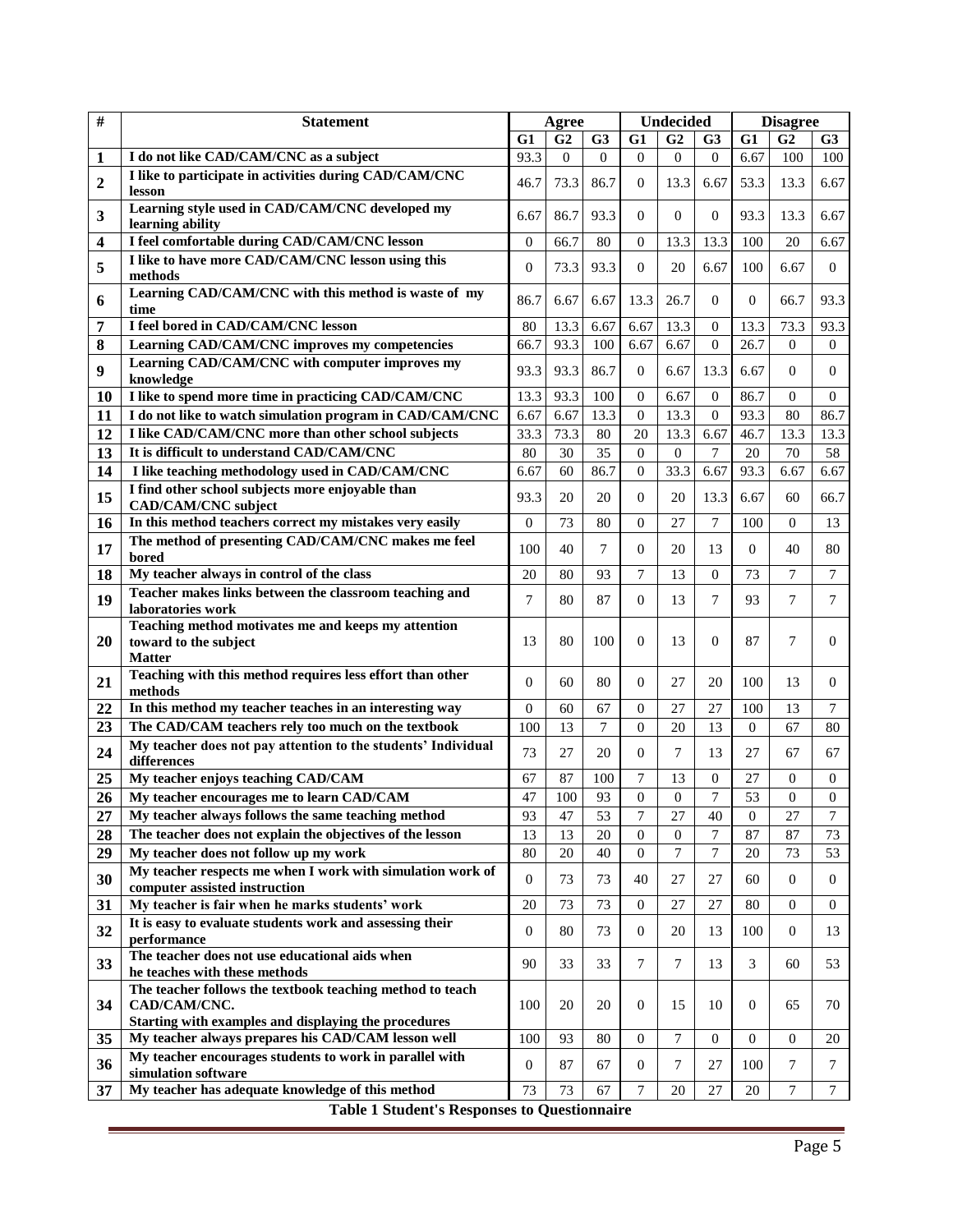| # | Statement | Agree | | | Undecided | | | Disagree | | |
|---|---|---|---|---|---|---|---|---|---|---|
| | | G1 | G2 | G3 | G1 | G2 | G3 | G1 | G2 | G3 |
| 1 | I do not like CAD/CAM/CNC as a subject | 93.3 | 0 | 0 | 0 | 0 | 0 | 6.67 | 100 | 100 |
| 2 | I like to participate in activities during CAD/CAM/CNC lesson | 46.7 | 73.3 | 86.7 | 0 | 13.3 | 6.67 | 53.3 | 13.3 | 6.67 |
| 3 | Learning style used in CAD/CAM/CNC developed my learning ability | 6.67 | 86.7 | 93.3 | 0 | 0 | 0 | 93.3 | 13.3 | 6.67 |
| 4 | I feel comfortable during CAD/CAM/CNC lesson | 0 | 66.7 | 80 | 0 | 13.3 | 13.3 | 100 | 20 | 6.67 |
| 5 | I like to have more CAD/CAM/CNC lesson using this methods | 0 | 73.3 | 93.3 | 0 | 20 | 6.67 | 100 | 6.67 | 0 |
| 6 | Learning CAD/CAM/CNC with this method is waste of my time | 86.7 | 6.67 | 6.67 | 13.3 | 26.7 | 0 | 0 | 66.7 | 93.3 |
| 7 | I feel bored in CAD/CAM/CNC lesson | 80 | 13.3 | 6.67 | 6.67 | 13.3 | 0 | 13.3 | 73.3 | 93.3 |
| 8 | Learning CAD/CAM/CNC improves my competencies | 66.7 | 93.3 | 100 | 6.67 | 6.67 | 0 | 26.7 | 0 | 0 |
| 9 | Learning CAD/CAM/CNC with computer improves my knowledge | 93.3 | 93.3 | 86.7 | 0 | 6.67 | 13.3 | 6.67 | 0 | 0 |
| 10 | I like to spend more time in practicing CAD/CAM/CNC | 13.3 | 93.3 | 100 | 0 | 6.67 | 0 | 86.7 | 0 | 0 |
| 11 | I do not like to watch simulation program in CAD/CAM/CNC | 6.67 | 6.67 | 13.3 | 0 | 13.3 | 0 | 93.3 | 80 | 86.7 |
| 12 | I like CAD/CAM/CNC more than other school subjects | 33.3 | 73.3 | 80 | 20 | 13.3 | 6.67 | 46.7 | 13.3 | 13.3 |
| 13 | It is difficult to understand CAD/CAM/CNC | 80 | 30 | 35 | 0 | 0 | 7 | 20 | 70 | 58 |
| 14 | I like teaching methodology used in CAD/CAM/CNC | 6.67 | 60 | 86.7 | 0 | 33.3 | 6.67 | 93.3 | 6.67 | 6.67 |
| 15 | I find other school subjects more enjoyable than CAD/CAM/CNC subject | 93.3 | 20 | 20 | 0 | 20 | 13.3 | 6.67 | 60 | 66.7 |
| 16 | In this method teachers correct my mistakes very easily | 0 | 73 | 80 | 0 | 27 | 7 | 100 | 0 | 13 |
| 17 | The method of presenting CAD/CAM/CNC makes me feel bored | 100 | 40 | 7 | 0 | 20 | 13 | 0 | 40 | 80 |
| 18 | My teacher always in control of the class | 20 | 80 | 93 | 7 | 13 | 0 | 73 | 7 | 7 |
| 19 | Teacher makes links between the classroom teaching and laboratories work | 7 | 80 | 87 | 0 | 13 | 7 | 93 | 7 | 7 |
| 20 | Teaching method motivates me and keeps my attention toward to the subject Matter | 13 | 80 | 100 | 0 | 13 | 0 | 87 | 7 | 0 |
| 21 | Teaching with this method requires less effort than other methods | 0 | 60 | 80 | 0 | 27 | 20 | 100 | 13 | 0 |
| 22 | In this method my teacher teaches in an interesting way | 0 | 60 | 67 | 0 | 27 | 27 | 100 | 13 | 7 |
| 23 | The CAD/CAM teachers rely too much on the textbook | 100 | 13 | 7 | 0 | 20 | 13 | 0 | 67 | 80 |
| 24 | My teacher does not pay attention to the students' Individual differences | 73 | 27 | 20 | 0 | 7 | 13 | 27 | 67 | 67 |
| 25 | My teacher enjoys teaching CAD/CAM | 67 | 87 | 100 | 7 | 13 | 0 | 27 | 0 | 0 |
| 26 | My teacher encourages me to learn CAD/CAM | 47 | 100 | 93 | 0 | 0 | 7 | 53 | 0 | 0 |
| 27 | My teacher always follows the same teaching method | 93 | 47 | 53 | 7 | 27 | 40 | 0 | 27 | 7 |
| 28 | The teacher does not explain the objectives of the lesson | 13 | 13 | 20 | 0 | 0 | 7 | 87 | 87 | 73 |
| 29 | My teacher does not follow up my work | 80 | 20 | 40 | 0 | 7 | 7 | 20 | 73 | 53 |
| 30 | My teacher respects me when I work with simulation work of computer assisted instruction | 0 | 73 | 73 | 40 | 27 | 27 | 60 | 0 | 0 |
| 31 | My teacher is fair when he marks students' work | 20 | 73 | 73 | 0 | 27 | 27 | 80 | 0 | 0 |
| 32 | It is easy to evaluate students work and assessing their performance | 0 | 80 | 73 | 0 | 20 | 13 | 100 | 0 | 13 |
| 33 | The teacher does not use educational aids when he teaches with these methods | 90 | 33 | 33 | 7 | 7 | 13 | 3 | 60 | 53 |
| 34 | The teacher follows the textbook teaching method to teach CAD/CAM/CNC. Starting with examples and displaying the procedures | 100 | 20 | 20 | 0 | 15 | 10 | 0 | 65 | 70 |
| 35 | My teacher always prepares his CAD/CAM lesson well | 100 | 93 | 80 | 0 | 7 | 0 | 0 | 0 | 20 |
| 36 | My teacher encourages students to work in parallel with simulation software | 0 | 87 | 67 | 0 | 7 | 27 | 100 | 7 | 7 |
| 37 | My teacher has adequate knowledge of this method | 73 | 73 | 67 | 7 | 20 | 27 | 20 | 7 | 7 |

**Table 1 Student's Responses to Questionnaire**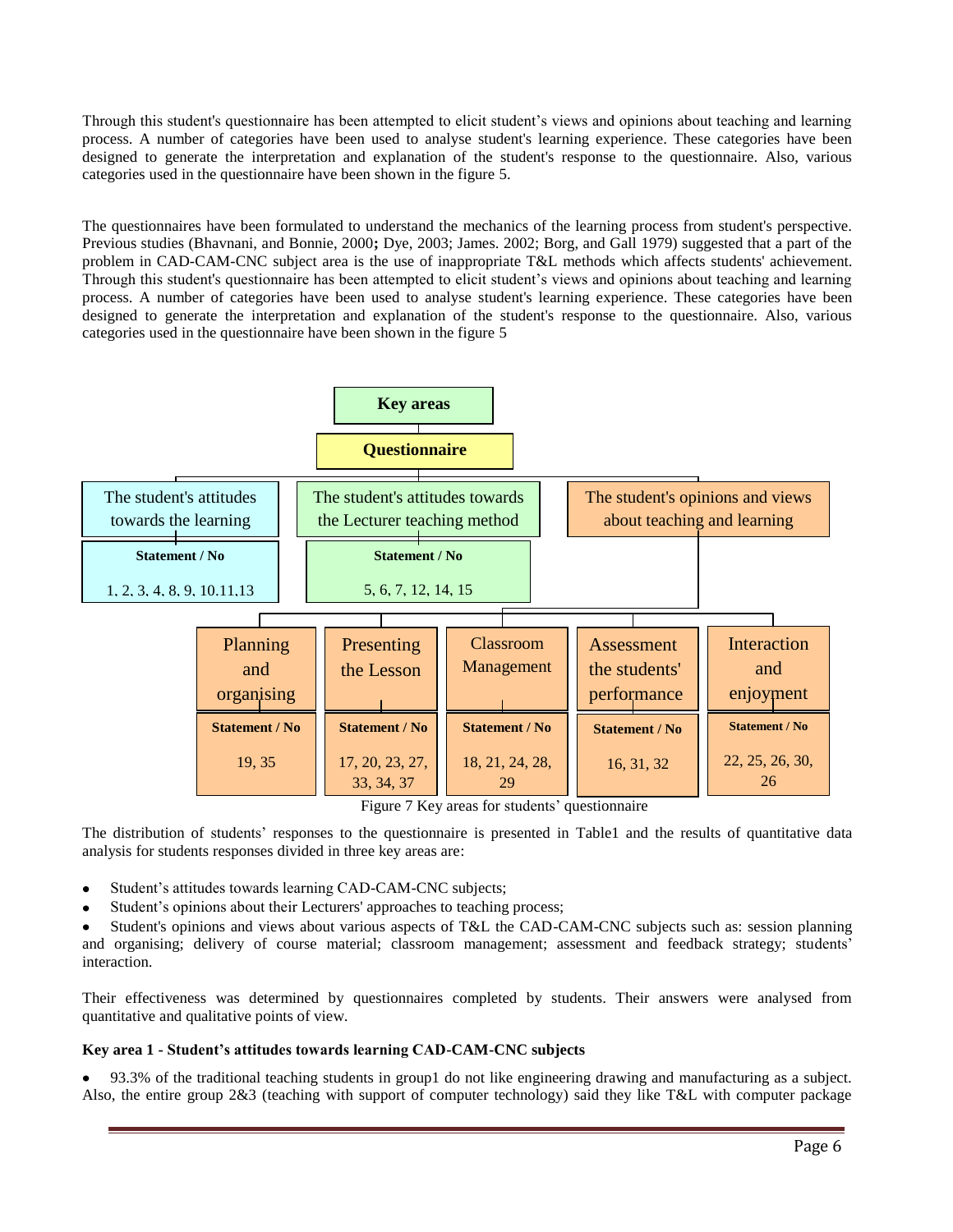Through this student's questionnaire has been attempted to elicit student's views and opinions about teaching and learning process. A number of categories have been used to analyse student's learning experience. These categories have been designed to generate the interpretation and explanation of the student's response to the questionnaire. Also, various categories used in the questionnaire have been shown in the figure 5.

The questionnaires have been formulated to understand the mechanics of the learning process from student's perspective. Previous studies (Bhavnani, and Bonnie, 2000**;** Dye, 2003; James. 2002; Borg, and Gall 1979) suggested that a part of the problem in CAD-CAM-CNC subject area is the use of inappropriate T&L methods which affects students' achievement. Through this student's questionnaire has been attempted to elicit student's views and opinions about teaching and learning process. A number of categories have been used to analyse student's learning experience. These categories have been designed to generate the interpretation and explanation of the student's response to the questionnaire. Also, various categories used in the questionnaire have been shown in the figure 5

**Key areas**

**Questionnaire**

| Key area | Statement / No |
|---|---|
| The student's attitudes towards the learning | 1, 2, 3, 4, 8, 9, 10.11,13 |
| The student's attitudes towards the Lecturer teaching method | 5, 6, 7, 12, 14, 15 |
| The student's opinions and views about teaching and learning | |

| The student's opinions and views about teaching and learning | Statement / No |
|---|---|
| Planning and organising | 19, 35 |
| Presenting the Lesson | 17, 20, 23, 27, 33, 34, 37 |
| Classroom Management | 18, 21, 24, 28, 29 |
| Assessment the students' performance | 16, 31, 32 |
| Interaction and enjoyment | 22, 25, 26, 30, 26 |

Figure 7 Key areas for students' questionnaire

The distribution of students' responses to the questionnaire is presented in Table1 and the results of quantitative data analysis for students responses divided in three key areas are:

- Student's attitudes towards learning CAD-CAM-CNC subjects;
- Student's opinions about their Lecturers' approaches to teaching process;
- Student's opinions and views about various aspects of T&L the CAD-CAM-CNC subjects such as: session planning and organising; delivery of course material; classroom management; assessment and feedback strategy; students' interaction.

Their effectiveness was determined by questionnaires completed by students. Their answers were analysed from quantitative and qualitative points of view.

**Key area 1 - Student's attitudes towards learning CAD-CAM-CNC subjects**

- 93.3% of the traditional teaching students in group1 do not like engineering drawing and manufacturing as a subject. Also, the entire group 2&3 (teaching with support of computer technology) said they like T&L with computer package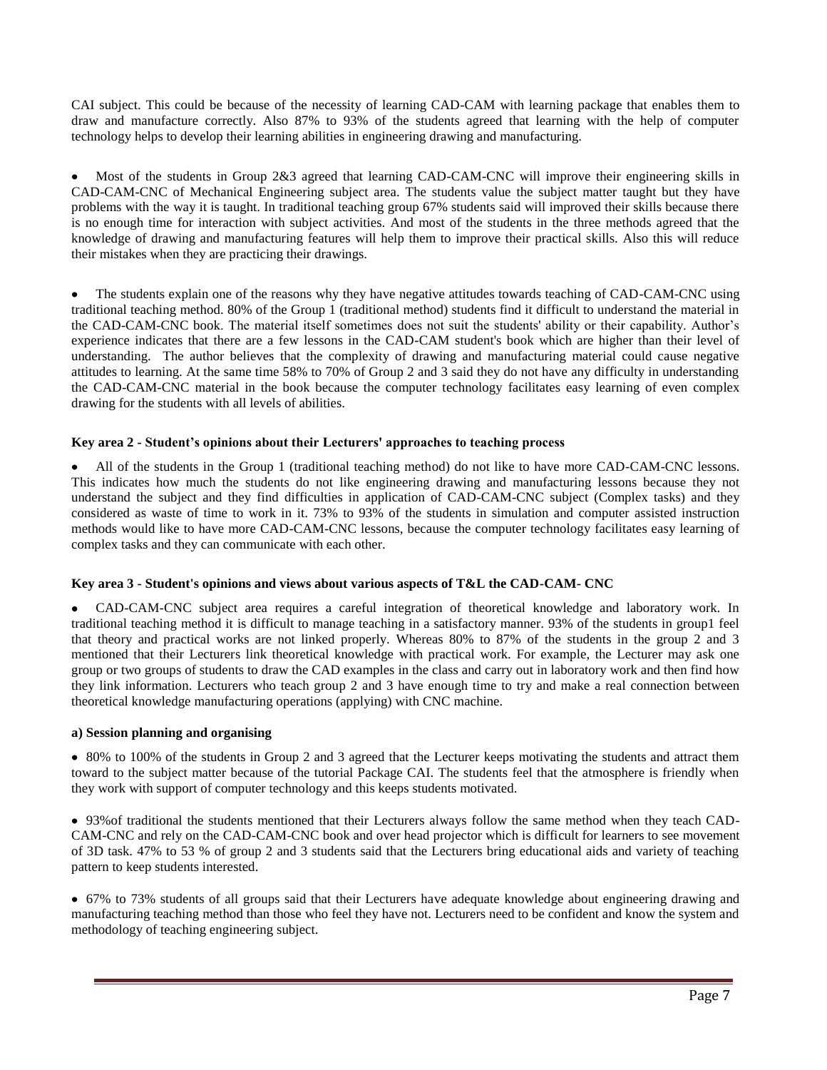CAI subject. This could be because of the necessity of learning CAD-CAM with learning package that enables them to draw and manufacture correctly. Also 87% to 93% of the students agreed that learning with the help of computer technology helps to develop their learning abilities in engineering drawing and manufacturing.

- Most of the students in Group 2&3 agreed that learning CAD-CAM-CNC will improve their engineering skills in CAD-CAM-CNC of Mechanical Engineering subject area. The students value the subject matter taught but they have problems with the way it is taught. In traditional teaching group 67% students said will improved their skills because there is no enough time for interaction with subject activities. And most of the students in the three methods agreed that the knowledge of drawing and manufacturing features will help them to improve their practical skills. Also this will reduce their mistakes when they are practicing their drawings.

- The students explain one of the reasons why they have negative attitudes towards teaching of CAD-CAM-CNC using traditional teaching method. 80% of the Group 1 (traditional method) students find it difficult to understand the material in the CAD-CAM-CNC book. The material itself sometimes does not suit the students' ability or their capability. Author's experience indicates that there are a few lessons in the CAD-CAM student's book which are higher than their level of understanding. The author believes that the complexity of drawing and manufacturing material could cause negative attitudes to learning. At the same time 58% to 70% of Group 2 and 3 said they do not have any difficulty in understanding the CAD-CAM-CNC material in the book because the computer technology facilitates easy learning of even complex drawing for the students with all levels of abilities.

**Key area 2 - Student's opinions about their Lecturers' approaches to teaching process**

- All of the students in the Group 1 (traditional teaching method) do not like to have more CAD-CAM-CNC lessons. This indicates how much the students do not like engineering drawing and manufacturing lessons because they not understand the subject and they find difficulties in application of CAD-CAM-CNC subject (Complex tasks) and they considered as waste of time to work in it. 73% to 93% of the students in simulation and computer assisted instruction methods would like to have more CAD-CAM-CNC lessons, because the computer technology facilitates easy learning of complex tasks and they can communicate with each other.

**Key area 3 - Student's opinions and views about various aspects of T&L the CAD-CAM- CNC**

- CAD-CAM-CNC subject area requires a careful integration of theoretical knowledge and laboratory work. In traditional teaching method it is difficult to manage teaching in a satisfactory manner. 93% of the students in group1 feel that theory and practical works are not linked properly. Whereas 80% to 87% of the students in the group 2 and 3 mentioned that their Lecturers link theoretical knowledge with practical work. For example, the Lecturer may ask one group or two groups of students to draw the CAD examples in the class and carry out in laboratory work and then find how they link information. Lecturers who teach group 2 and 3 have enough time to try and make a real connection between theoretical knowledge manufacturing operations (applying) with CNC machine.

**a) Session planning and organising**

- 80% to 100% of the students in Group 2 and 3 agreed that the Lecturer keeps motivating the students and attract them toward to the subject matter because of the tutorial Package CAI. The students feel that the atmosphere is friendly when they work with support of computer technology and this keeps students motivated.

- 93%of traditional the students mentioned that their Lecturers always follow the same method when they teach CAD-CAM-CNC and rely on the CAD-CAM-CNC book and over head projector which is difficult for learners to see movement of 3D task. 47% to 53 % of group 2 and 3 students said that the Lecturers bring educational aids and variety of teaching pattern to keep students interested.

- 67% to 73% students of all groups said that their Lecturers have adequate knowledge about engineering drawing and manufacturing teaching method than those who feel they have not. Lecturers need to be confident and know the system and methodology of teaching engineering subject.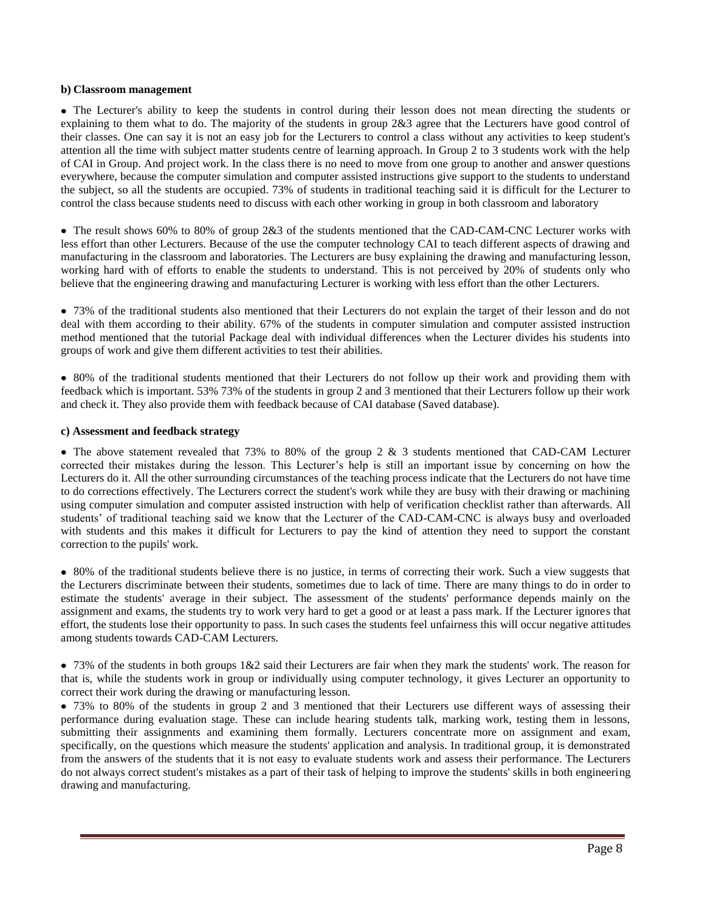**b) Classroom management**

- The Lecturer's ability to keep the students in control during their lesson does not mean directing the students or explaining to them what to do. The majority of the students in group 2&3 agree that the Lecturers have good control of their classes. One can say it is not an easy job for the Lecturers to control a class without any activities to keep student's attention all the time with subject matter students centre of learning approach. In Group 2 to 3 students work with the help of CAI in Group. And project work. In the class there is no need to move from one group to another and answer questions everywhere, because the computer simulation and computer assisted instructions give support to the students to understand the subject, so all the students are occupied. 73% of students in traditional teaching said it is difficult for the Lecturer to control the class because students need to discuss with each other working in group in both classroom and laboratory

- The result shows 60% to 80% of group 2&3 of the students mentioned that the CAD-CAM-CNC Lecturer works with less effort than other Lecturers. Because of the use the computer technology CAI to teach different aspects of drawing and manufacturing in the classroom and laboratories. The Lecturers are busy explaining the drawing and manufacturing lesson, working hard with of efforts to enable the students to understand. This is not perceived by 20% of students only who believe that the engineering drawing and manufacturing Lecturer is working with less effort than the other Lecturers.

- 73% of the traditional students also mentioned that their Lecturers do not explain the target of their lesson and do not deal with them according to their ability. 67% of the students in computer simulation and computer assisted instruction method mentioned that the tutorial Package deal with individual differences when the Lecturer divides his students into groups of work and give them different activities to test their abilities.

- 80% of the traditional students mentioned that their Lecturers do not follow up their work and providing them with feedback which is important. 53% 73% of the students in group 2 and 3 mentioned that their Lecturers follow up their work and check it. They also provide them with feedback because of CAI database (Saved database).

**c) Assessment and feedback strategy**

- The above statement revealed that 73% to 80% of the group 2 & 3 students mentioned that CAD-CAM Lecturer corrected their mistakes during the lesson. This Lecturer's help is still an important issue by concerning on how the Lecturers do it. All the other surrounding circumstances of the teaching process indicate that the Lecturers do not have time to do corrections effectively. The Lecturers correct the student's work while they are busy with their drawing or machining using computer simulation and computer assisted instruction with help of verification checklist rather than afterwards. All students' of traditional teaching said we know that the Lecturer of the CAD-CAM-CNC is always busy and overloaded with students and this makes it difficult for Lecturers to pay the kind of attention they need to support the constant correction to the pupils' work.

- 80% of the traditional students believe there is no justice, in terms of correcting their work. Such a view suggests that the Lecturers discriminate between their students, sometimes due to lack of time. There are many things to do in order to estimate the students' average in their subject. The assessment of the students' performance depends mainly on the assignment and exams, the students try to work very hard to get a good or at least a pass mark. If the Lecturer ignores that effort, the students lose their opportunity to pass. In such cases the students feel unfairness this will occur negative attitudes among students towards CAD-CAM Lecturers.

- 73% of the students in both groups 1&2 said their Lecturers are fair when they mark the students' work. The reason for that is, while the students work in group or individually using computer technology, it gives Lecturer an opportunity to correct their work during the drawing or manufacturing lesson.
- 73% to 80% of the students in group 2 and 3 mentioned that their Lecturers use different ways of assessing their performance during evaluation stage. These can include hearing students talk, marking work, testing them in lessons, submitting their assignments and examining them formally. Lecturers concentrate more on assignment and exam, specifically, on the questions which measure the students' application and analysis. In traditional group, it is demonstrated from the answers of the students that it is not easy to evaluate students work and assess their performance. The Lecturers do not always correct student's mistakes as a part of their task of helping to improve the students' skills in both engineering drawing and manufacturing.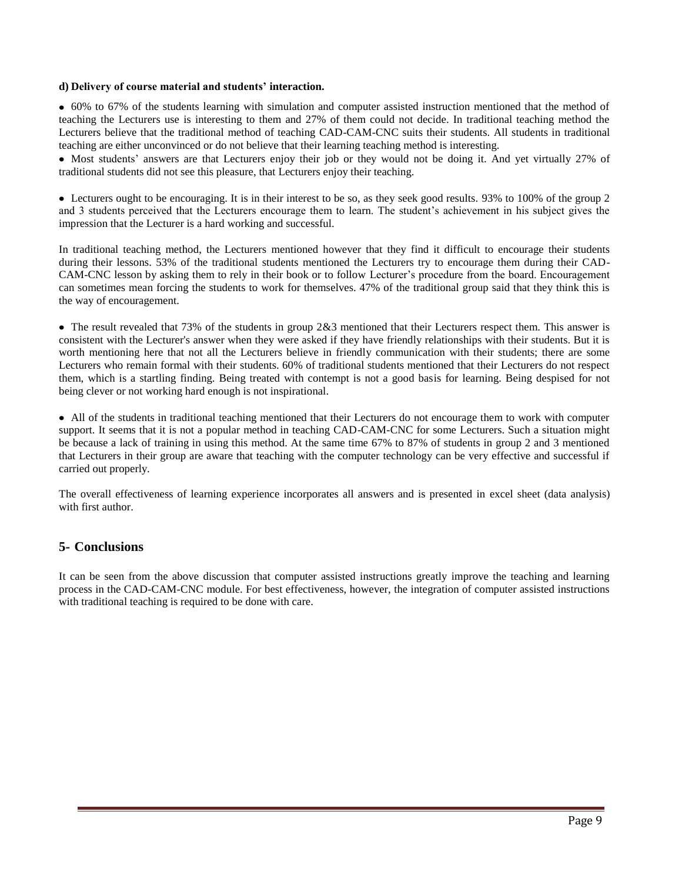**d) Delivery of course material and students' interaction.**

- 60% to 67% of the students learning with simulation and computer assisted instruction mentioned that the method of teaching the Lecturers use is interesting to them and 27% of them could not decide. In traditional teaching method the Lecturers believe that the traditional method of teaching CAD-CAM-CNC suits their students. All students in traditional teaching are either unconvinced or do not believe that their learning teaching method is interesting.
- Most students' answers are that Lecturers enjoy their job or they would not be doing it. And yet virtually 27% of traditional students did not see this pleasure, that Lecturers enjoy their teaching.

- Lecturers ought to be encouraging. It is in their interest to be so, as they seek good results. 93% to 100% of the group 2 and 3 students perceived that the Lecturers encourage them to learn. The student's achievement in his subject gives the impression that the Lecturer is a hard working and successful.

In traditional teaching method, the Lecturers mentioned however that they find it difficult to encourage their students during their lessons. 53% of the traditional students mentioned the Lecturers try to encourage them during their CAD-CAM-CNC lesson by asking them to rely in their book or to follow Lecturer's procedure from the board. Encouragement can sometimes mean forcing the students to work for themselves. 47% of the traditional group said that they think this is the way of encouragement.

- The result revealed that 73% of the students in group 2&3 mentioned that their Lecturers respect them. This answer is consistent with the Lecturer's answer when they were asked if they have friendly relationships with their students. But it is worth mentioning here that not all the Lecturers believe in friendly communication with their students; there are some Lecturers who remain formal with their students. 60% of traditional students mentioned that their Lecturers do not respect them, which is a startling finding. Being treated with contempt is not a good basis for learning. Being despised for not being clever or not working hard enough is not inspirational.

- All of the students in traditional teaching mentioned that their Lecturers do not encourage them to work with computer support. It seems that it is not a popular method in teaching CAD-CAM-CNC for some Lecturers. Such a situation might be because a lack of training in using this method. At the same time 67% to 87% of students in group 2 and 3 mentioned that Lecturers in their group are aware that teaching with the computer technology can be very effective and successful if carried out properly.

The overall effectiveness of learning experience incorporates all answers and is presented in excel sheet (data analysis) with first author.

## 5- Conclusions

It can be seen from the above discussion that computer assisted instructions greatly improve the teaching and learning process in the CAD-CAM-CNC module. For best effectiveness, however, the integration of computer assisted instructions with traditional teaching is required to be done with care.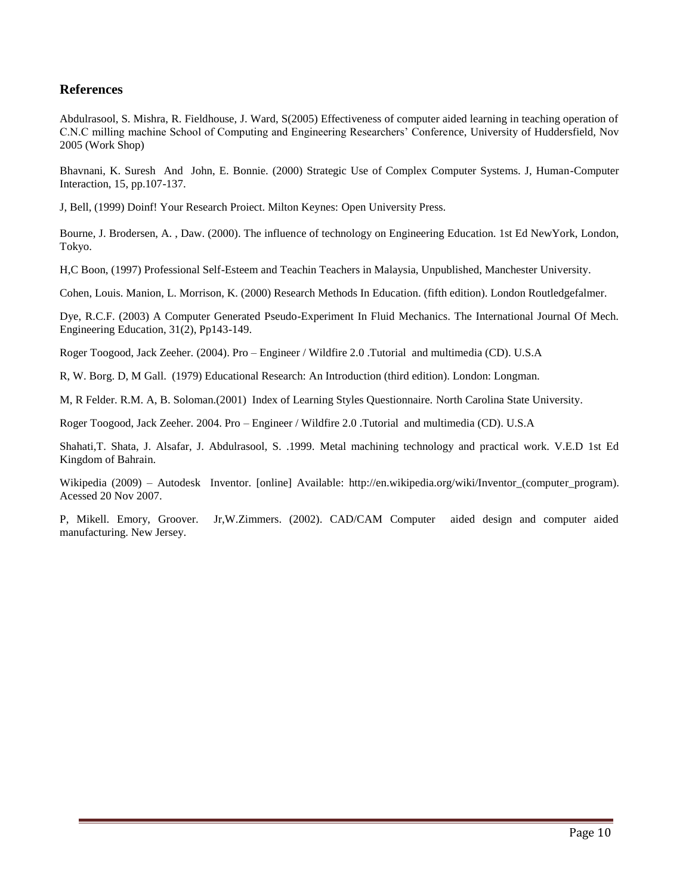## References

Abdulrasool, S. Mishra, R. Fieldhouse, J. Ward, S(2005) Effectiveness of computer aided learning in teaching operation of C.N.C milling machine School of Computing and Engineering Researchers' Conference, University of Huddersfield, Nov 2005 (Work Shop)

Bhavnani, K. Suresh And John, E. Bonnie. (2000) Strategic Use of Complex Computer Systems. J, Human-Computer Interaction, 15, pp.107-137.

J, Bell, (1999) Doinf! Your Research Proiect. Milton Keynes: Open University Press.

Bourne, J. Brodersen, A. , Daw. (2000). The influence of technology on Engineering Education. 1st Ed NewYork, London, Tokyo.

H,C Boon, (1997) Professional Self-Esteem and Teachin Teachers in Malaysia, Unpublished, Manchester University.

Cohen, Louis. Manion, L. Morrison, K. (2000) Research Methods In Education. (fifth edition). London Routledgefalmer.

Dye, R.C.F. (2003) A Computer Generated Pseudo-Experiment In Fluid Mechanics. The International Journal Of Mech. Engineering Education, 31(2), Pp143-149.

Roger Toogood, Jack Zeeher. (2004). Pro – Engineer / Wildfire 2.0 .Tutorial and multimedia (CD). U.S.A

R, W. Borg. D, M Gall. (1979) Educational Research: An Introduction (third edition). London: Longman.

M, R Felder. R.M. A, B. Soloman.(2001) Index of Learning Styles Questionnaire. North Carolina State University.

Roger Toogood, Jack Zeeher. 2004. Pro – Engineer / Wildfire 2.0 .Tutorial and multimedia (CD). U.S.A

Shahati,T. Shata, J. Alsafar, J. Abdulrasool, S. .1999. Metal machining technology and practical work. V.E.D 1st Ed Kingdom of Bahrain.

Wikipedia (2009) – Autodesk Inventor. [online] Available: http://en.wikipedia.org/wiki/Inventor_(computer_program). Acessed 20 Nov 2007.

P, Mikell. Emory, Groover. Jr,W.Zimmers. (2002). CAD/CAM Computer aided design and computer aided manufacturing. New Jersey.